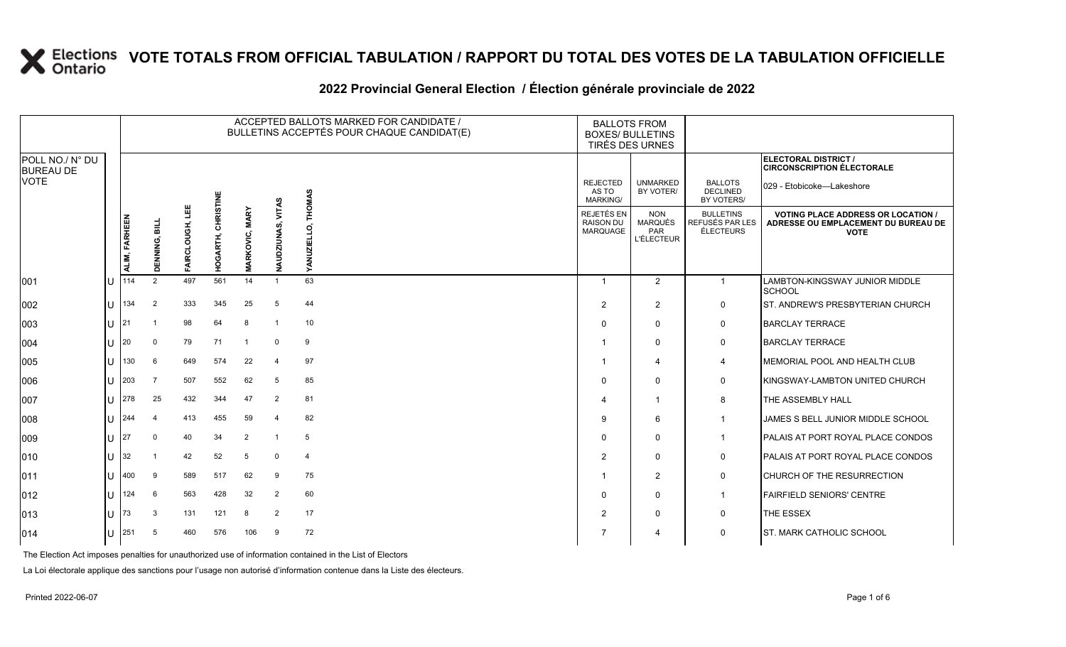# VOTE TOTALS FROM OFFICIAL TABULATION / RAPPORT DU TOTAL DES VOTES DE LA TABULATION OFFICIELLE

## 2022 Provincial General Election / Élection générale provinciale de 2022

ELECTORAL DISTRICT / CIRCONSCRIPTION ÉLECTORALE: 029 - Etobicoke—Lakeshore

| POLL NO./ N° DU BUREAU DE VOTE | | ACCEPTED BALLOTS MARKED FOR CANDIDATE / BULLETINS ACCEPTÉS POUR CHAQUE CANDIDAT(E) | | | | | | | BALLOTS FROM BOXES/ BULLETINS TIRÉS DES URNES | | | |
|---|---|---|---|---|---|---|---|---|---|---|---|---|
| | | ALIM, FARHEEN | DENNING, BILL | FAIRCLOUGH, LEE | HOGARTH, CHRISTINE | MARKOVIC, MARY | NAUDZIUNAS, VITAS | YANUZIELLO, THOMAS | REJECTED AS TO MARKING/ REJETÉS EN RAISON DU MARQUAGE | UNMARKED BY VOTER/ NON MARQUÉS PAR L'ÉLECTEUR | BALLOTS DECLINED BY VOTERS/ BULLETINS REFUSÉS PAR LES ÉLECTEURS | VOTING PLACE ADDRESS OR LOCATION / ADRESSE OU EMPLACEMENT DU BUREAU DE VOTE |
| 001 | U | 114 | 2 | 497 | 561 | 14 | 1 | 63 | 1 | 2 | 1 | LAMBTON-KINGSWAY JUNIOR MIDDLE SCHOOL |
| 002 | U | 134 | 2 | 333 | 345 | 25 | 5 | 44 | 2 | 2 | 0 | ST. ANDREW'S PRESBYTERIAN CHURCH |
| 003 | U | 21 | 1 | 98 | 64 | 8 | 1 | 10 | 0 | 0 | 0 | BARCLAY TERRACE |
| 004 | U | 20 | 0 | 79 | 71 | 1 | 0 | 9 | 1 | 0 | 0 | BARCLAY TERRACE |
| 005 | U | 130 | 6 | 649 | 574 | 22 | 4 | 97 | 1 | 4 | 4 | MEMORIAL POOL AND HEALTH CLUB |
| 006 | U | 203 | 7 | 507 | 552 | 62 | 5 | 85 | 0 | 0 | 0 | KINGSWAY-LAMBTON UNITED CHURCH |
| 007 | U | 278 | 25 | 432 | 344 | 47 | 2 | 81 | 4 | 1 | 8 | THE ASSEMBLY HALL |
| 008 | U | 244 | 4 | 413 | 455 | 59 | 4 | 82 | 9 | 6 | 1 | JAMES S BELL JUNIOR MIDDLE SCHOOL |
| 009 | U | 27 | 0 | 40 | 34 | 2 | 1 | 5 | 0 | 0 | 1 | PALAIS AT PORT ROYAL PLACE CONDOS |
| 010 | U | 32 | 1 | 42 | 52 | 5 | 0 | 4 | 2 | 0 | 0 | PALAIS AT PORT ROYAL PLACE CONDOS |
| 011 | U | 400 | 9 | 589 | 517 | 62 | 9 | 75 | 1 | 2 | 0 | CHURCH OF THE RESURRECTION |
| 012 | U | 124 | 6 | 563 | 428 | 32 | 2 | 60 | 0 | 0 | 1 | FAIRFIELD SENIORS' CENTRE |
| 013 | U | 73 | 3 | 131 | 121 | 8 | 2 | 17 | 2 | 0 | 0 | THE ESSEX |
| 014 | U | 251 | 5 | 460 | 576 | 106 | 9 | 72 | 7 | 4 | 0 | ST. MARK CATHOLIC SCHOOL |

The Election Act imposes penalties for unauthorized use of information contained in the List of Electors

La Loi électorale applique des sanctions pour l'usage non autorisé d'information contenue dans la Liste des électeurs.

Printed 2022-06-07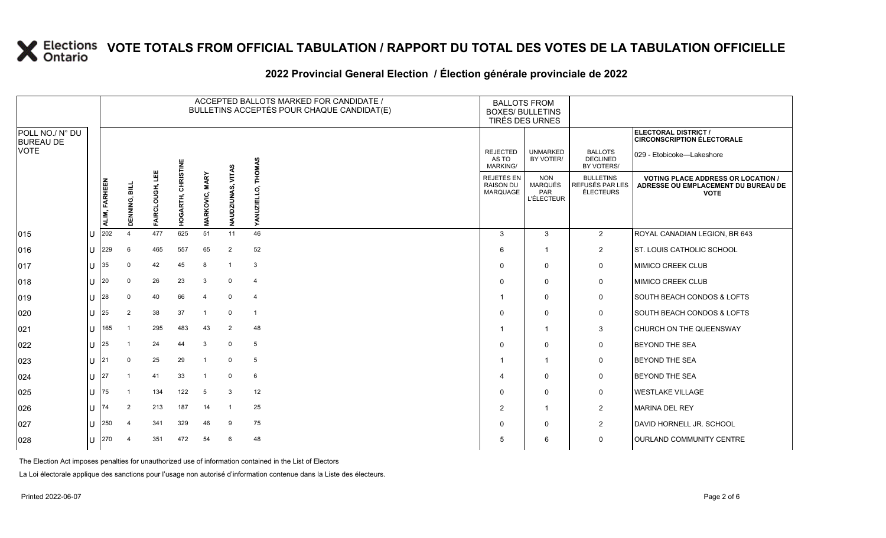# VOTE TOTALS FROM OFFICIAL TABULATION / RAPPORT DU TOTAL DES VOTES DE LA TABULATION OFFICIELLE

## 2022 Provincial General Election / Élection générale provinciale de 2022

ELECTORAL DISTRICT / CIRCONSCRIPTION ÉLECTORALE: 029 - Etobicoke—Lakeshore

| POLL NO./ N° DU BUREAU DE VOTE | | ACCEPTED BALLOTS MARKED FOR CANDIDATE / BULLETINS ACCEPTÉS POUR CHAQUE CANDIDAT(E) | | | | | | | BALLOTS FROM BOXES/ BULLETINS TIRÉS DES URNES | | | |
|---|---|---|---|---|---|---|---|---|---|---|---|---|
| | | ALIM, FARHEEN | DENNING, BILL | FAIRCLOUGH, LEE | HOGARTH, CHRISTINE | MARKOVIC, MARY | NAUDZIUNAS, VITAS | YANUZIELLO, THOMAS | REJECTED AS TO MARKING/ REJETÉS EN RAISON DU MARQUAGE | UNMARKED BY VOTER/ NON MARQUÉS PAR L'ÉLECTEUR | BALLOTS DECLINED BY VOTERS/ BULLETINS REFUSÉS PAR LES ÉLECTEURS | VOTING PLACE ADDRESS OR LOCATION / ADRESSE OU EMPLACEMENT DU BUREAU DE VOTE |
| 015 | U | 202 | 4 | 477 | 625 | 51 | 11 | 46 | 3 | 3 | 2 | ROYAL CANADIAN LEGION, BR 643 |
| 016 | U | 229 | 6 | 465 | 557 | 65 | 2 | 52 | 6 | 1 | 2 | ST. LOUIS CATHOLIC SCHOOL |
| 017 | U | 35 | 0 | 42 | 45 | 8 | 1 | 3 | 0 | 0 | 0 | MIMICO CREEK CLUB |
| 018 | U | 20 | 0 | 26 | 23 | 3 | 0 | 4 | 0 | 0 | 0 | MIMICO CREEK CLUB |
| 019 | U | 28 | 0 | 40 | 66 | 4 | 0 | 4 | 1 | 0 | 0 | SOUTH BEACH CONDOS & LOFTS |
| 020 | U | 25 | 2 | 38 | 37 | 1 | 0 | 1 | 0 | 0 | 0 | SOUTH BEACH CONDOS & LOFTS |
| 021 | U | 165 | 1 | 295 | 483 | 43 | 2 | 48 | 1 | 1 | 3 | CHURCH ON THE QUEENSWAY |
| 022 | U | 25 | 1 | 24 | 44 | 3 | 0 | 5 | 0 | 0 | 0 | BEYOND THE SEA |
| 023 | U | 21 | 0 | 25 | 29 | 1 | 0 | 5 | 1 | 1 | 0 | BEYOND THE SEA |
| 024 | U | 27 | 1 | 41 | 33 | 1 | 0 | 6 | 4 | 0 | 0 | BEYOND THE SEA |
| 025 | U | 75 | 1 | 134 | 122 | 5 | 3 | 12 | 0 | 0 | 0 | WESTLAKE VILLAGE |
| 026 | U | 74 | 2 | 213 | 187 | 14 | 1 | 25 | 2 | 1 | 2 | MARINA DEL REY |
| 027 | U | 250 | 4 | 341 | 329 | 46 | 9 | 75 | 0 | 0 | 2 | DAVID HORNELL JR. SCHOOL |
| 028 | U | 270 | 4 | 351 | 472 | 54 | 6 | 48 | 5 | 6 | 0 | OURLAND COMMUNITY CENTRE |

The Election Act imposes penalties for unauthorized use of information contained in the List of Electors

La Loi électorale applique des sanctions pour l'usage non autorisé d'information contenue dans la Liste des électeurs.

Printed 2022-06-07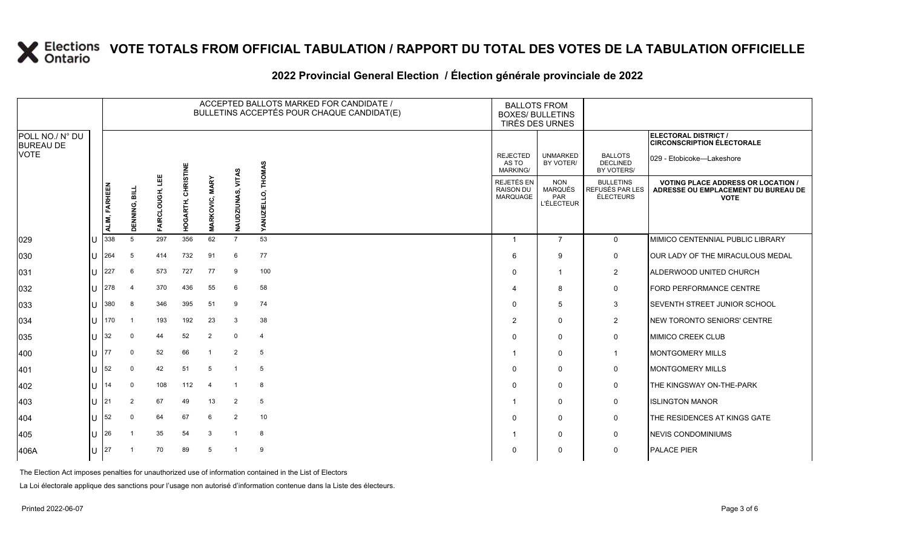# VOTE TOTALS FROM OFFICIAL TABULATION / RAPPORT DU TOTAL DES VOTES DE LA TABULATION OFFICIELLE

## 2022 Provincial General Election / Élection générale provinciale de 2022

ELECTORAL DISTRICT / CIRCONSCRIPTION ÉLECTORALE: 029 - Etobicoke—Lakeshore

| POLL NO./ N° DU BUREAU DE VOTE | | ACCEPTED BALLOTS MARKED FOR CANDIDATE / BULLETINS ACCEPTÉS POUR CHAQUE CANDIDAT(E) | | | | | | | BALLOTS FROM BOXES/ BULLETINS TIRÉS DES URNES | | | |
|---|---|---|---|---|---|---|---|---|---|---|---|---|
| | | ALIM, FARHEEN | DENNING, BILL | FAIRCLOUGH, LEE | HOGARTH, CHRISTINE | MARKOVIC, MARY | NAUDZIUNAS, VITAS | YANUZIELLO, THOMAS | REJECTED AS TO MARKING/ REJETÉS EN RAISON DU MARQUAGE | UNMARKED BY VOTER/ NON MARQUÉS PAR L'ÉLECTEUR | BALLOTS DECLINED BY VOTERS/ BULLETINS REFUSÉS PAR LES ÉLECTEURS | VOTING PLACE ADDRESS OR LOCATION / ADRESSE OU EMPLACEMENT DU BUREAU DE VOTE |
| 029 | U | 338 | 5 | 297 | 356 | 62 | 7 | 53 | 1 | 7 | 0 | MIMICO CENTENNIAL PUBLIC LIBRARY |
| 030 | U | 264 | 5 | 414 | 732 | 91 | 6 | 77 | 6 | 9 | 0 | OUR LADY OF THE MIRACULOUS MEDAL |
| 031 | U | 227 | 6 | 573 | 727 | 77 | 9 | 100 | 0 | 1 | 2 | ALDERWOOD UNITED CHURCH |
| 032 | U | 278 | 4 | 370 | 436 | 55 | 6 | 58 | 4 | 8 | 0 | FORD PERFORMANCE CENTRE |
| 033 | U | 380 | 8 | 346 | 395 | 51 | 9 | 74 | 0 | 5 | 3 | SEVENTH STREET JUNIOR SCHOOL |
| 034 | U | 170 | 1 | 193 | 192 | 23 | 3 | 38 | 2 | 0 | 2 | NEW TORONTO SENIORS' CENTRE |
| 035 | U | 32 | 0 | 44 | 52 | 2 | 0 | 4 | 0 | 0 | 0 | MIMICO CREEK CLUB |
| 400 | U | 77 | 0 | 52 | 66 | 1 | 2 | 5 | 1 | 0 | 1 | MONTGOMERY MILLS |
| 401 | U | 52 | 0 | 42 | 51 | 5 | 1 | 5 | 0 | 0 | 0 | MONTGOMERY MILLS |
| 402 | U | 14 | 0 | 108 | 112 | 4 | 1 | 8 | 0 | 0 | 0 | THE KINGSWAY ON-THE-PARK |
| 403 | U | 21 | 2 | 67 | 49 | 13 | 2 | 5 | 1 | 0 | 0 | ISLINGTON MANOR |
| 404 | U | 52 | 0 | 64 | 67 | 6 | 2 | 10 | 0 | 0 | 0 | THE RESIDENCES AT KINGS GATE |
| 405 | U | 26 | 1 | 35 | 54 | 3 | 1 | 8 | 1 | 0 | 0 | NEVIS CONDOMINIUMS |
| 406A | U | 27 | 1 | 70 | 89 | 5 | 1 | 9 | 0 | 0 | 0 | PALACE PIER |

The Election Act imposes penalties for unauthorized use of information contained in the List of Electors

La Loi électorale applique des sanctions pour l'usage non autorisé d'information contenue dans la Liste des électeurs.

Printed 2022-06-07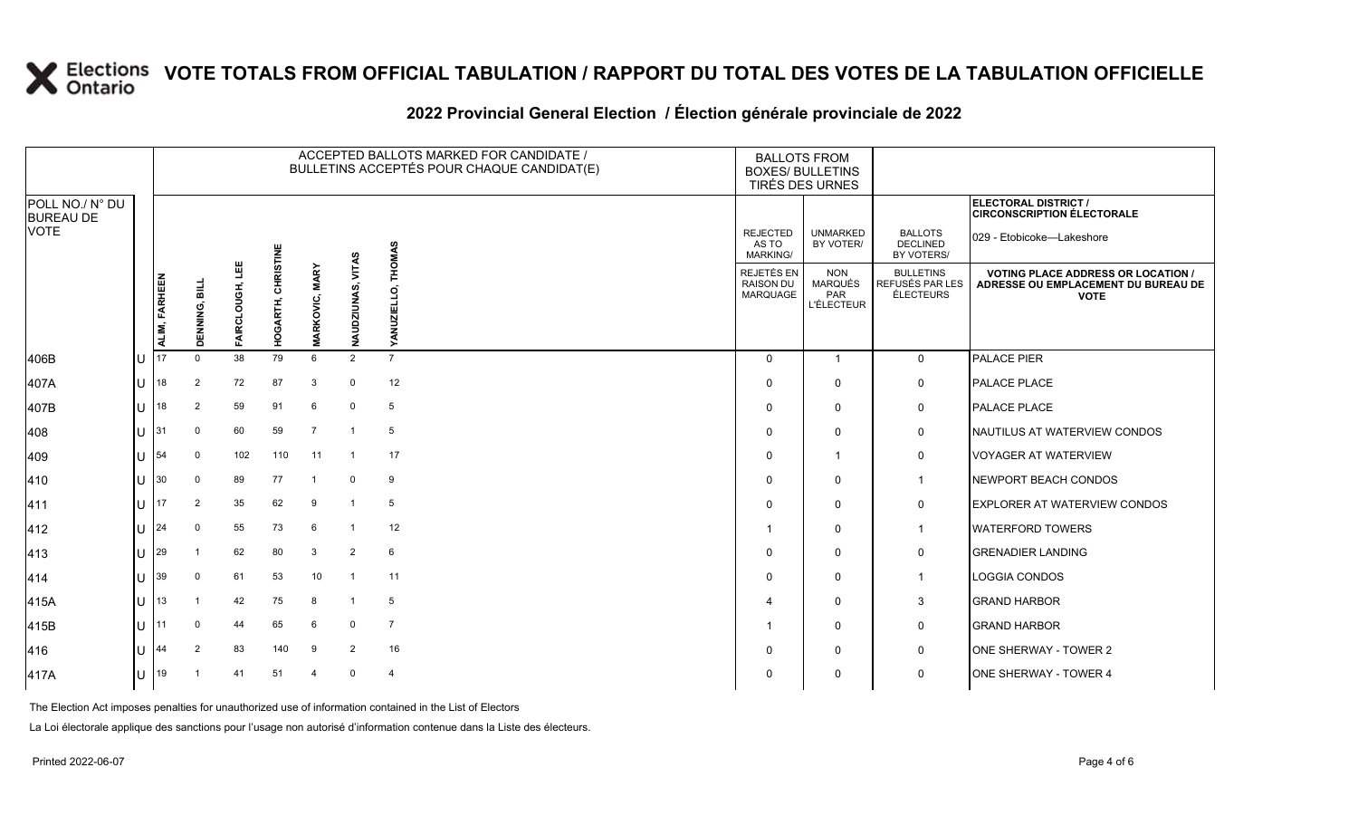# VOTE TOTALS FROM OFFICIAL TABULATION / RAPPORT DU TOTAL DES VOTES DE LA TABULATION OFFICIELLE

## 2022 Provincial General Election / Élection générale provinciale de 2022

| POLL NO./ N° DU BUREAU DE VOTE | | ACCEPTED BALLOTS MARKED FOR CANDIDATE / BULLETINS ACCEPTÉS POUR CHAQUE CANDIDAT(E) | | | | | | | BALLOTS FROM BOXES/ BULLETINS TIRÉS DES URNES | | | ELECTORAL DISTRICT / CIRCONSCRIPTION ÉLECTORALE 029 - Etobicoke—Lakeshore |
|---|---|---|---|---|---|---|---|---|---|---|---|---|
| | | ALIM, FARHEEN | DENNING, BILL | FAIRCLOUGH, LEE | HOGARTH, CHRISTINE | MARKOVIC, MARY | NAUDZIUNAS, VITAS | YANUZIELLO, THOMAS | REJECTED AS TO MARKING/ REJETÉS EN RAISON DU MARQUAGE | UNMARKED BY VOTER/ NON MARQUÉS PAR L'ÉLECTEUR | BALLOTS DECLINED BY VOTERS/ BULLETINS REFUSÉS PAR LES ÉLECTEURS | VOTING PLACE ADDRESS OR LOCATION / ADRESSE OU EMPLACEMENT DU BUREAU DE VOTE |
| 406B | U | 17 | 0 | 38 | 79 | 6 | 2 | 7 | 0 | 1 | 0 | PALACE PIER |
| 407A | U | 18 | 2 | 72 | 87 | 3 | 0 | 12 | 0 | 0 | 0 | PALACE PLACE |
| 407B | U | 18 | 2 | 59 | 91 | 6 | 0 | 5 | 0 | 0 | 0 | PALACE PLACE |
| 408 | U | 31 | 0 | 60 | 59 | 7 | 1 | 5 | 0 | 0 | 0 | NAUTILUS AT WATERVIEW CONDOS |
| 409 | U | 54 | 0 | 102 | 110 | 11 | 1 | 17 | 0 | 1 | 0 | VOYAGER AT WATERVIEW |
| 410 | U | 30 | 0 | 89 | 77 | 1 | 0 | 9 | 0 | 0 | 1 | NEWPORT BEACH CONDOS |
| 411 | U | 17 | 2 | 35 | 62 | 9 | 1 | 5 | 0 | 0 | 0 | EXPLORER AT WATERVIEW CONDOS |
| 412 | U | 24 | 0 | 55 | 73 | 6 | 1 | 12 | 1 | 0 | 1 | WATERFORD TOWERS |
| 413 | U | 29 | 1 | 62 | 80 | 3 | 2 | 6 | 0 | 0 | 0 | GRENADIER LANDING |
| 414 | U | 39 | 0 | 61 | 53 | 10 | 1 | 11 | 0 | 0 | 1 | LOGGIA CONDOS |
| 415A | U | 13 | 1 | 42 | 75 | 8 | 1 | 5 | 4 | 0 | 3 | GRAND HARBOR |
| 415B | U | 11 | 0 | 44 | 65 | 6 | 0 | 7 | 1 | 0 | 0 | GRAND HARBOR |
| 416 | U | 44 | 2 | 83 | 140 | 9 | 2 | 16 | 0 | 0 | 0 | ONE SHERWAY - TOWER 2 |
| 417A | U | 19 | 1 | 41 | 51 | 4 | 0 | 4 | 0 | 0 | 0 | ONE SHERWAY - TOWER 4 |

The Election Act imposes penalties for unauthorized use of information contained in the List of Electors

La Loi électorale applique des sanctions pour l'usage non autorisé d'information contenue dans la Liste des électeurs.

Printed 2022-06-07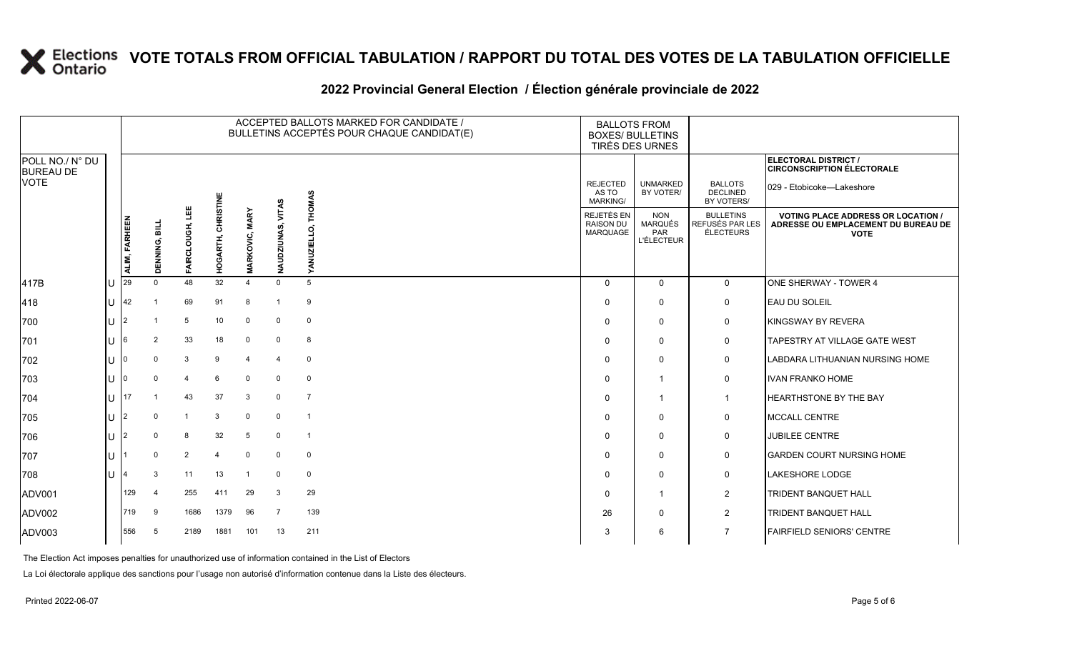# VOTE TOTALS FROM OFFICIAL TABULATION / RAPPORT DU TOTAL DES VOTES DE LA TABULATION OFFICIELLE

## 2022 Provincial General Election / Élection générale provinciale de 2022

ELECTORAL DISTRICT / CIRCONSCRIPTION ÉLECTORALE: 029 - Etobicoke—Lakeshore

| POLL NO./ N° DU BUREAU DE VOTE | | ALIM, FARHEEN | DENNING, BILL | FAIRCLOUGH, LEE | HOGARTH, CHRISTINE | MARKOVIC, MARY | NAUDZIUNAS, VITAS | YANUZIELLO, THOMAS | REJECTED AS TO MARKING/ REJETÉS EN RAISON DU MARQUAGE | UNMARKED BY VOTER/ NON MARQUÉS PAR L'ÉLECTEUR | BALLOTS DECLINED BY VOTERS/ BULLETINS REFUSÉS PAR LES ÉLECTEURS | VOTING PLACE ADDRESS OR LOCATION / ADRESSE OU EMPLACEMENT DU BUREAU DE VOTE |
|---|---|---|---|---|---|---|---|---|---|---|---|---|
| 417B | U | 29 | 0 | 48 | 32 | 4 | 0 | 5 | 0 | 0 | 0 | ONE SHERWAY - TOWER 4 |
| 418 | U | 42 | 1 | 69 | 91 | 8 | 1 | 9 | 0 | 0 | 0 | EAU DU SOLEIL |
| 700 | U | 2 | 1 | 5 | 10 | 0 | 0 | 0 | 0 | 0 | 0 | KINGSWAY BY REVERA |
| 701 | U | 6 | 2 | 33 | 18 | 0 | 0 | 8 | 0 | 0 | 0 | TAPESTRY AT VILLAGE GATE WEST |
| 702 | U | 0 | 0 | 3 | 9 | 4 | 4 | 0 | 0 | 0 | 0 | LABDARA LITHUANIAN NURSING HOME |
| 703 | U | 0 | 0 | 4 | 6 | 0 | 0 | 0 | 0 | 1 | 0 | IVAN FRANKO HOME |
| 704 | U | 17 | 1 | 43 | 37 | 3 | 0 | 7 | 0 | 1 | 1 | HEARTHSTONE BY THE BAY |
| 705 | U | 2 | 0 | 1 | 3 | 0 | 0 | 1 | 0 | 0 | 0 | MCCALL CENTRE |
| 706 | U | 2 | 0 | 8 | 32 | 5 | 0 | 1 | 0 | 0 | 0 | JUBILEE CENTRE |
| 707 | U | 1 | 0 | 2 | 4 | 0 | 0 | 0 | 0 | 0 | 0 | GARDEN COURT NURSING HOME |
| 708 | U | 4 | 3 | 11 | 13 | 1 | 0 | 0 | 0 | 0 | 0 | LAKESHORE LODGE |
| ADV001 | | 129 | 4 | 255 | 411 | 29 | 3 | 29 | 0 | 1 | 2 | TRIDENT BANQUET HALL |
| ADV002 | | 719 | 9 | 1686 | 1379 | 96 | 7 | 139 | 26 | 0 | 2 | TRIDENT BANQUET HALL |
| ADV003 | | 556 | 5 | 2189 | 1881 | 101 | 13 | 211 | 3 | 6 | 7 | FAIRFIELD SENIORS' CENTRE |

The Election Act imposes penalties for unauthorized use of information contained in the List of Electors

La Loi électorale applique des sanctions pour l'usage non autorisé d'information contenue dans la Liste des électeurs.

Printed 2022-06-07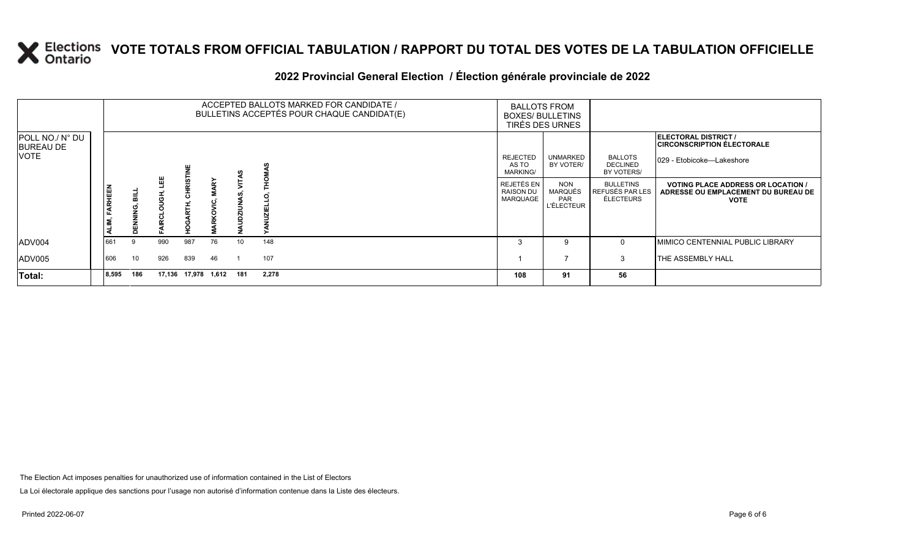# VOTE TOTALS FROM OFFICIAL TABULATION / RAPPORT DU TOTAL DES VOTES DE LA TABULATION OFFICIELLE

## 2022 Provincial General Election / Élection générale provinciale de 2022

| POLL NO./ N° DU BUREAU DE VOTE | ACCEPTED BALLOTS MARKED FOR CANDIDATE / BULLETINS ACCEPTÉS POUR CHAQUE CANDIDAT(E) | | | | | | | BALLOTS FROM BOXES/ BULLETINS TIRÉS DES URNES | | | ELECTORAL DISTRICT / CIRCONSCRIPTION ÉLECTORALE 029 - Etobicoke—Lakeshore |
|---|---|---|---|---|---|---|---|---|---|---|---|
| | ALIM, FARHEEN | DENNING, BILL | FAIRCLOUGH, LEE | HOGARTH, CHRISTINE | MARKOVIC, MARY | NAUDZIUNAS, VITAS | YANUZIELLO, THOMAS | REJECTED AS TO MARKING/ REJETÉS EN RAISON DU MARQUAGE | UNMARKED BY VOTER/ NON MARQUÉS PAR L'ÉLECTEUR | BALLOTS DECLINED BY VOTERS/ BULLETINS REFUSÉS PAR LES ÉLECTEURS | VOTING PLACE ADDRESS OR LOCATION / ADRESSE OU EMPLACEMENT DU BUREAU DE VOTE |
| ADV004 | 661 | 9 | 990 | 987 | 76 | 10 | 148 | 3 | 9 | 0 | MIMICO CENTENNIAL PUBLIC LIBRARY |
| ADV005 | 606 | 10 | 926 | 839 | 46 | 1 | 107 | 1 | 7 | 3 | THE ASSEMBLY HALL |
| **Total:** | 8,595 | 186 | 17,136 | 17,978 | 1,612 | 181 | 2,278 | 108 | 91 | 56 | |

The Election Act imposes penalties for unauthorized use of information contained in the List of Electors

La Loi électorale applique des sanctions pour l'usage non autorisé d'information contenue dans la Liste des électeurs.

Printed 2022-06-07